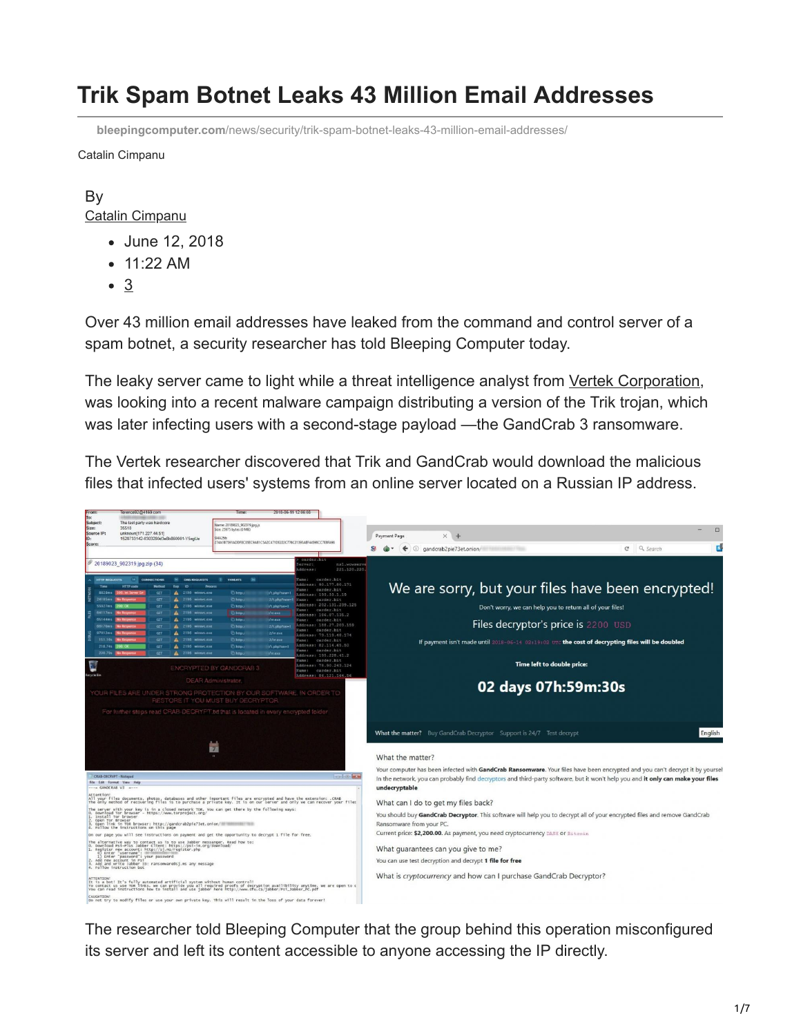# Trik Spam Botnet Leaks 43 Million Email Addresses

bleepingcomputer.com/news/security/trik-spam-botnet-leaks-43-million-email-addresses/

Catalin Cimpanu

By
Catalin Cimpanu

- June 12, 2018
- 11:22 AM
- 3

Over 43 million email addresses have leaked from the command and control server of a spam botnet, a security researcher has told Bleeping Computer today.

The leaky server came to light while a threat intelligence analyst from Vertek Corporation, was looking into a recent malware campaign distributing a version of the Trik trojan, which was later infecting users with a second-stage payload —the GandCrab 3 ransomware.

The Vertek researcher discovered that Trik and GandCrab would download the malicious files that infected users' systems from an online server located on a Russian IP address.

The researcher told Bleeping Computer that the group behind this operation misconfigured its server and left its content accessible to anyone accessing the IP directly.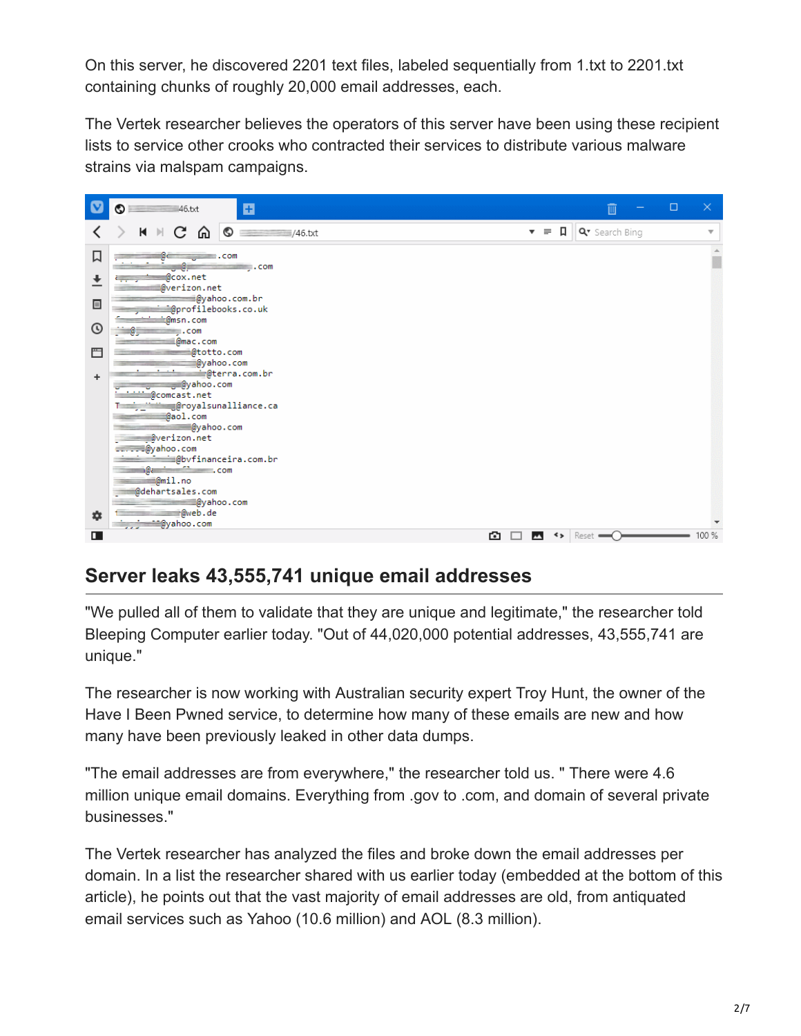On this server, he discovered 2201 text files, labeled sequentially from 1.txt to 2201.txt containing chunks of roughly 20,000 email addresses, each.

The Vertek researcher believes the operators of this server have been using these recipient lists to service other crooks who contracted their services to distribute various malware strains via malspam campaigns.

## Server leaks 43,555,741 unique email addresses

"We pulled all of them to validate that they are unique and legitimate," the researcher told Bleeping Computer earlier today. "Out of 44,020,000 potential addresses, 43,555,741 are unique."

The researcher is now working with Australian security expert Troy Hunt, the owner of the Have I Been Pwned service, to determine how many of these emails are new and how many have been previously leaked in other data dumps.

"The email addresses are from everywhere," the researcher told us. " There were 4.6 million unique email domains. Everything from .gov to .com, and domain of several private businesses."

The Vertek researcher has analyzed the files and broke down the email addresses per domain. In a list the researcher shared with us earlier today (embedded at the bottom of this article), he points out that the vast majority of email addresses are old, from antiquated email services such as Yahoo (10.6 million) and AOL (8.3 million).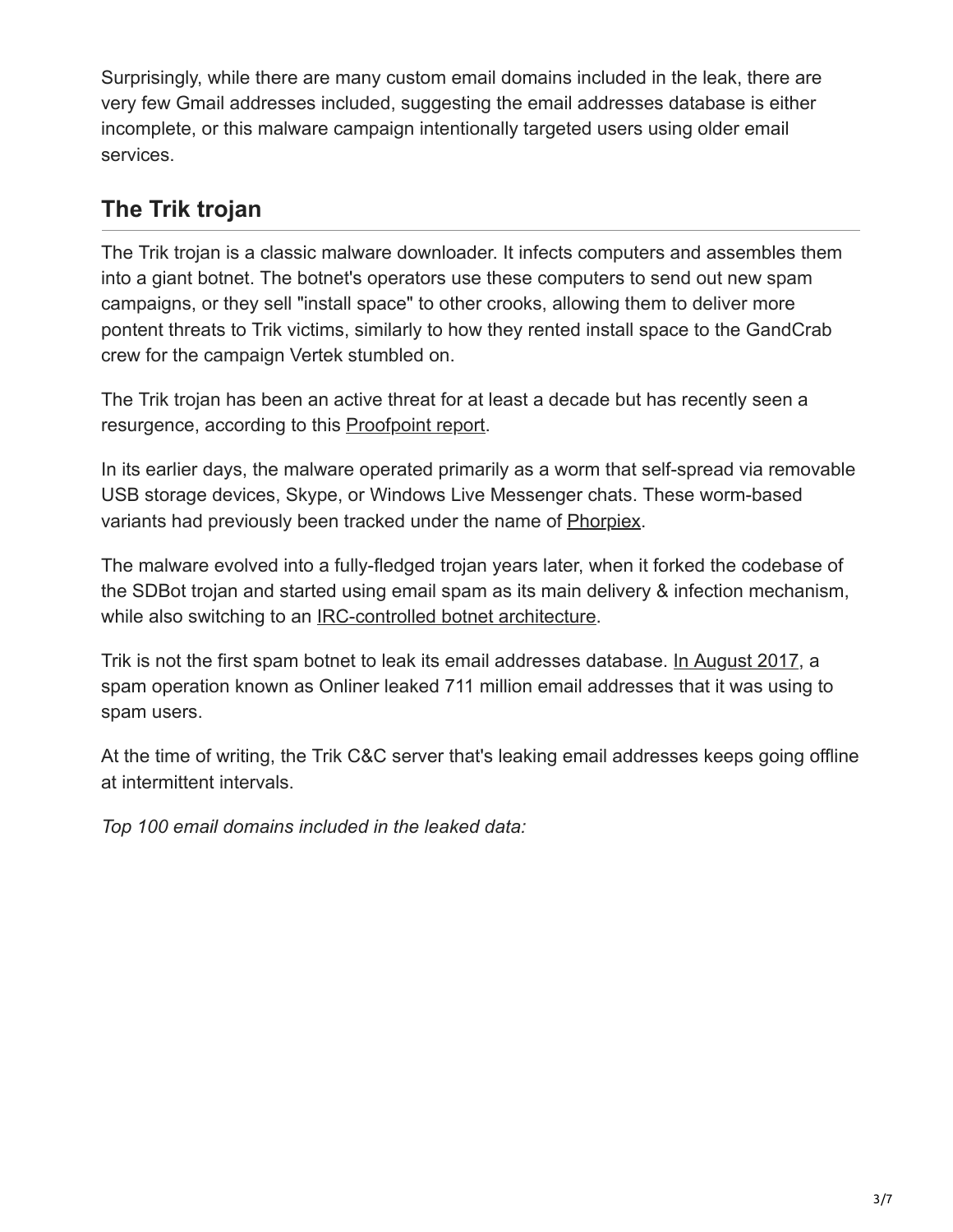Surprisingly, while there are many custom email domains included in the leak, there are very few Gmail addresses included, suggesting the email addresses database is either incomplete, or this malware campaign intentionally targeted users using older email services.

## The Trik trojan

The Trik trojan is a classic malware downloader. It infects computers and assembles them into a giant botnet. The botnet's operators use these computers to send out new spam campaigns, or they sell "install space" to other crooks, allowing them to deliver more pontent threats to Trik victims, similarly to how they rented install space to the GandCrab crew for the campaign Vertek stumbled on.

The Trik trojan has been an active threat for at least a decade but has recently seen a resurgence, according to this Proofpoint report.

In its earlier days, the malware operated primarily as a worm that self-spread via removable USB storage devices, Skype, or Windows Live Messenger chats. These worm-based variants had previously been tracked under the name of Phorpiex.

The malware evolved into a fully-fledged trojan years later, when it forked the codebase of the SDBot trojan and started using email spam as its main delivery & infection mechanism, while also switching to an IRC-controlled botnet architecture.

Trik is not the first spam botnet to leak its email addresses database. In August 2017, a spam operation known as Onliner leaked 711 million email addresses that it was using to spam users.

At the time of writing, the Trik C&C server that's leaking email addresses keeps going offline at intermittent intervals.

*Top 100 email domains included in the leaked data:*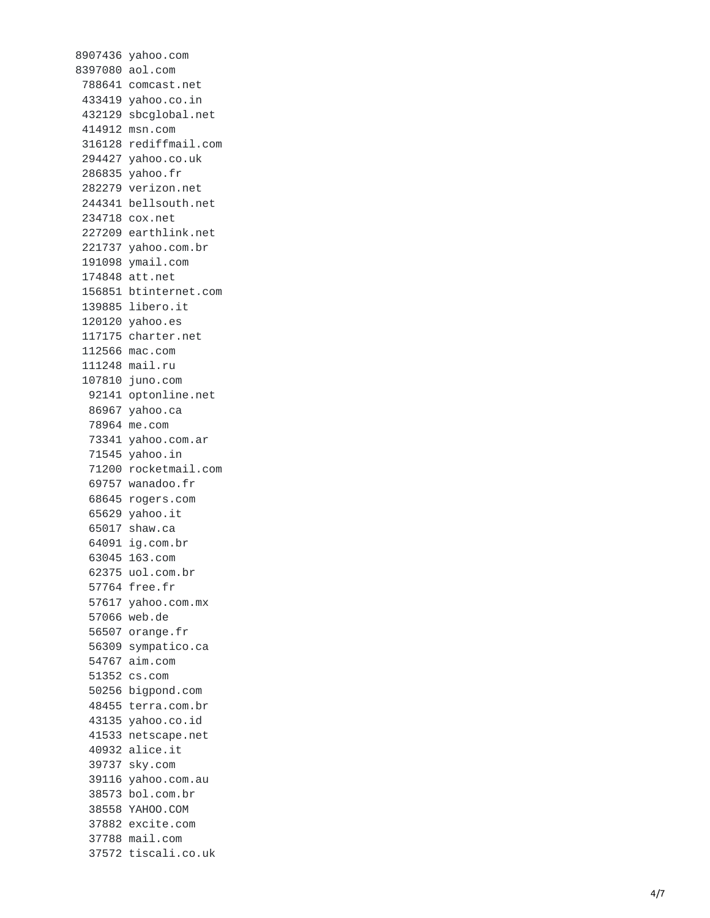```
8907436 yahoo.com
8397080 aol.com
 788641 comcast.net
 433419 yahoo.co.in
 432129 sbcglobal.net
 414912 msn.com
 316128 rediffmail.com
 294427 yahoo.co.uk
 286835 yahoo.fr
 282279 verizon.net
 244341 bellsouth.net
 234718 cox.net
 227209 earthlink.net
 221737 yahoo.com.br
 191098 ymail.com
 174848 att.net
 156851 btinternet.com
 139885 libero.it
 120120 yahoo.es
 117175 charter.net
 112566 mac.com
 111248 mail.ru
 107810 juno.com
  92141 optonline.net
  86967 yahoo.ca
  78964 me.com
  73341 yahoo.com.ar
  71545 yahoo.in
  71200 rocketmail.com
  69757 wanadoo.fr
  68645 rogers.com
  65629 yahoo.it
  65017 shaw.ca
  64091 ig.com.br
  63045 163.com
  62375 uol.com.br
  57764 free.fr
  57617 yahoo.com.mx
  57066 web.de
  56507 orange.fr
  56309 sympatico.ca
  54767 aim.com
  51352 cs.com
  50256 bigpond.com
  48455 terra.com.br
  43135 yahoo.co.id
  41533 netscape.net
  40932 alice.it
  39737 sky.com
  39116 yahoo.com.au
  38573 bol.com.br
  38558 YAHOO.COM
  37882 excite.com
  37788 mail.com
  37572 tiscali.co.uk
```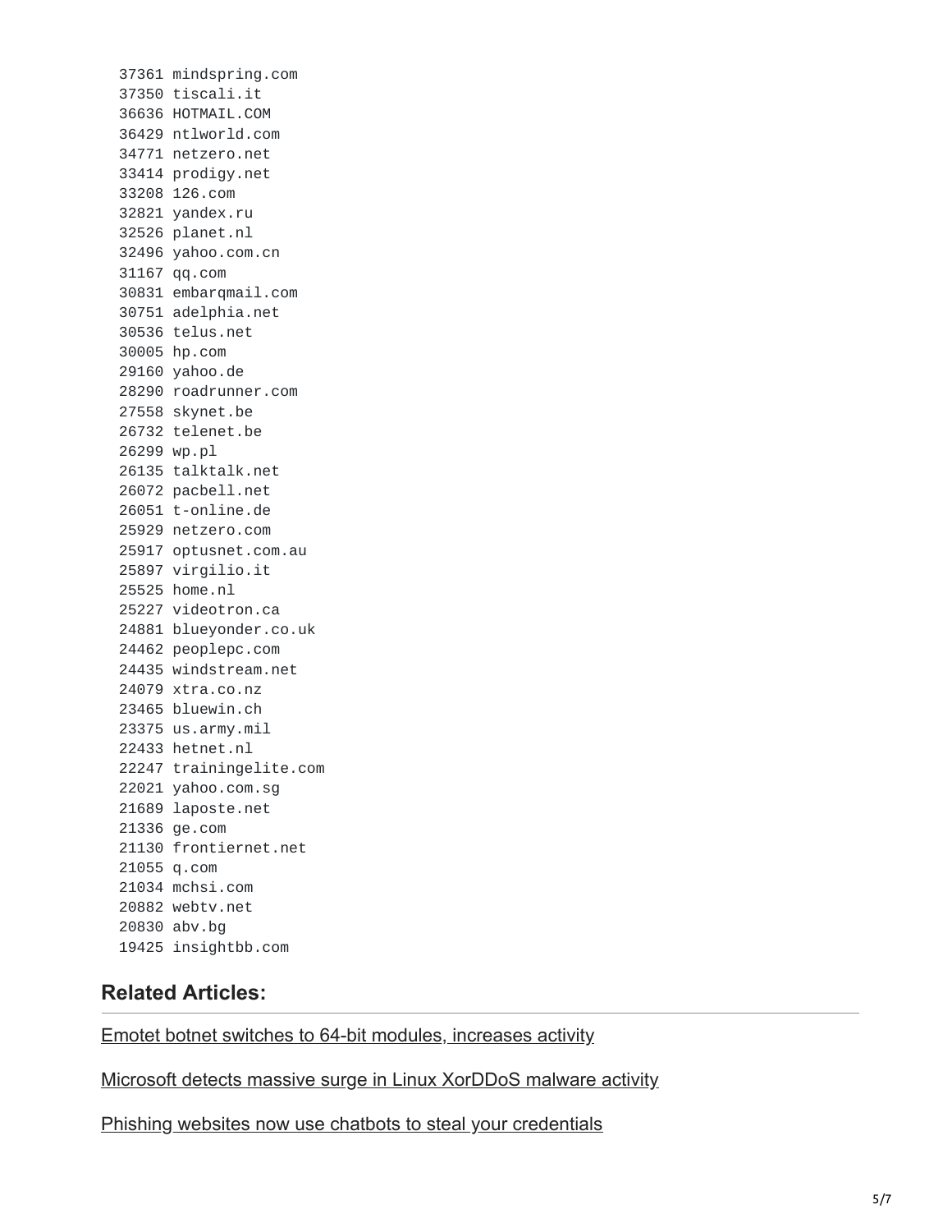```
37361 mindspring.com
37350 tiscali.it
36636 HOTMAIL.COM
36429 ntlworld.com
34771 netzero.net
33414 prodigy.net
33208 126.com
32821 yandex.ru
32526 planet.nl
32496 yahoo.com.cn
31167 qq.com
30831 embarqmail.com
30751 adelphia.net
30536 telus.net
30005 hp.com
29160 yahoo.de
28290 roadrunner.com
27558 skynet.be
26732 telenet.be
26299 wp.pl
26135 talktalk.net
26072 pacbell.net
26051 t-online.de
25929 netzero.com
25917 optusnet.com.au
25897 virgilio.it
25525 home.nl
25227 videotron.ca
24881 blueyonder.co.uk
24462 peoplepc.com
24435 windstream.net
24079 xtra.co.nz
23465 bluewin.ch
23375 us.army.mil
22433 hetnet.nl
22247 trainingelite.com
22021 yahoo.com.sg
21689 laposte.net
21336 ge.com
21130 frontiernet.net
21055 q.com
21034 mchsi.com
20882 webtv.net
20830 abv.bg
19425 insightbb.com
```

### Related Articles:

Emotet botnet switches to 64-bit modules, increases activity

Microsoft detects massive surge in Linux XorDDoS malware activity

Phishing websites now use chatbots to steal your credentials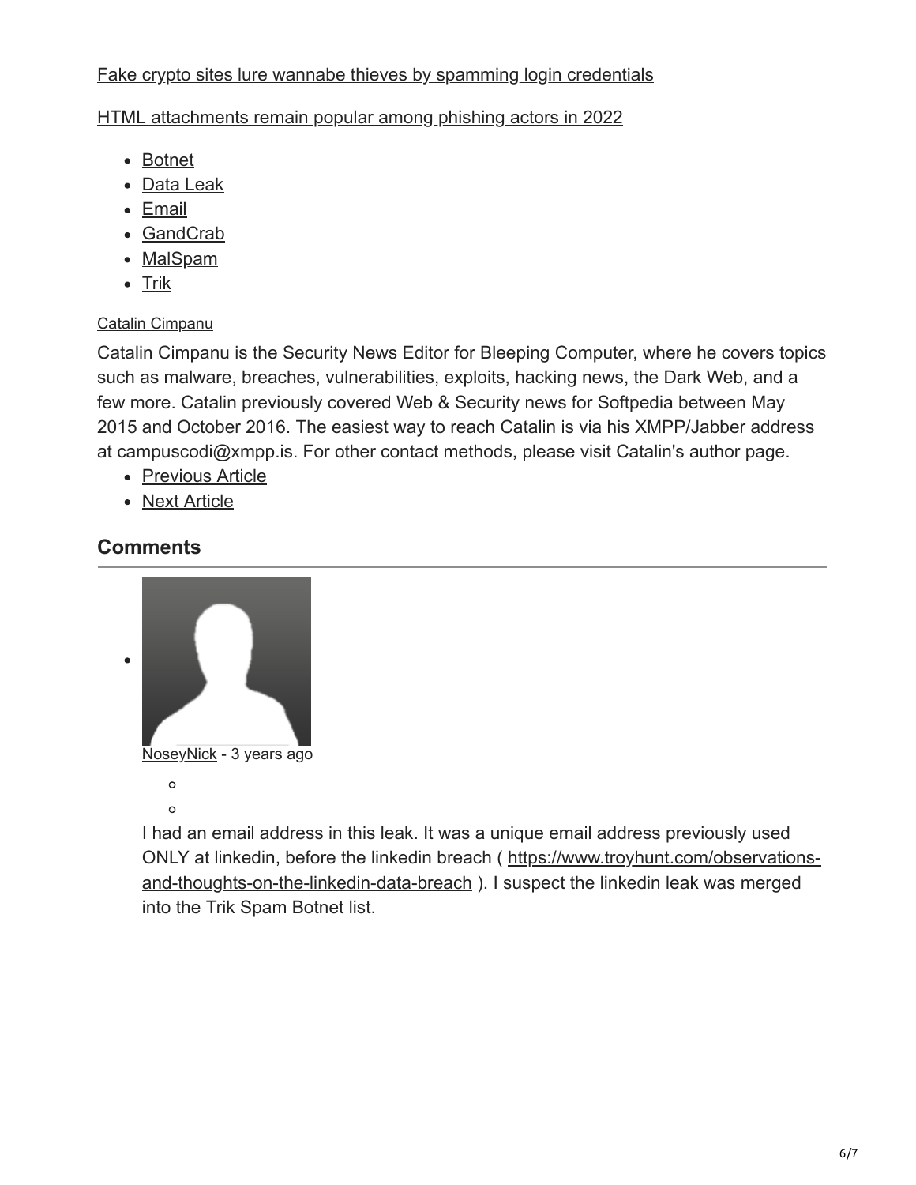Fake crypto sites lure wannabe thieves by spamming login credentials

HTML attachments remain popular among phishing actors in 2022

- Botnet
- Data Leak
- Email
- GandCrab
- MalSpam
- Trik

Catalin Cimpanu

Catalin Cimpanu is the Security News Editor for Bleeping Computer, where he covers topics such as malware, breaches, vulnerabilities, exploits, hacking news, the Dark Web, and a few more. Catalin previously covered Web & Security news for Softpedia between May 2015 and October 2016. The easiest way to reach Catalin is via his XMPP/Jabber address at campuscodi@xmpp.is. For other contact methods, please visit Catalin's author page.

- Previous Article
- Next Article

## Comments

- NoseyNick - 3 years ago

  I had an email address in this leak. It was a unique email address previously used ONLY at linkedin, before the linkedin breach ( https://www.troyhunt.com/observations-and-thoughts-on-the-linkedin-data-breach ). I suspect the linkedin leak was merged into the Trik Spam Botnet list.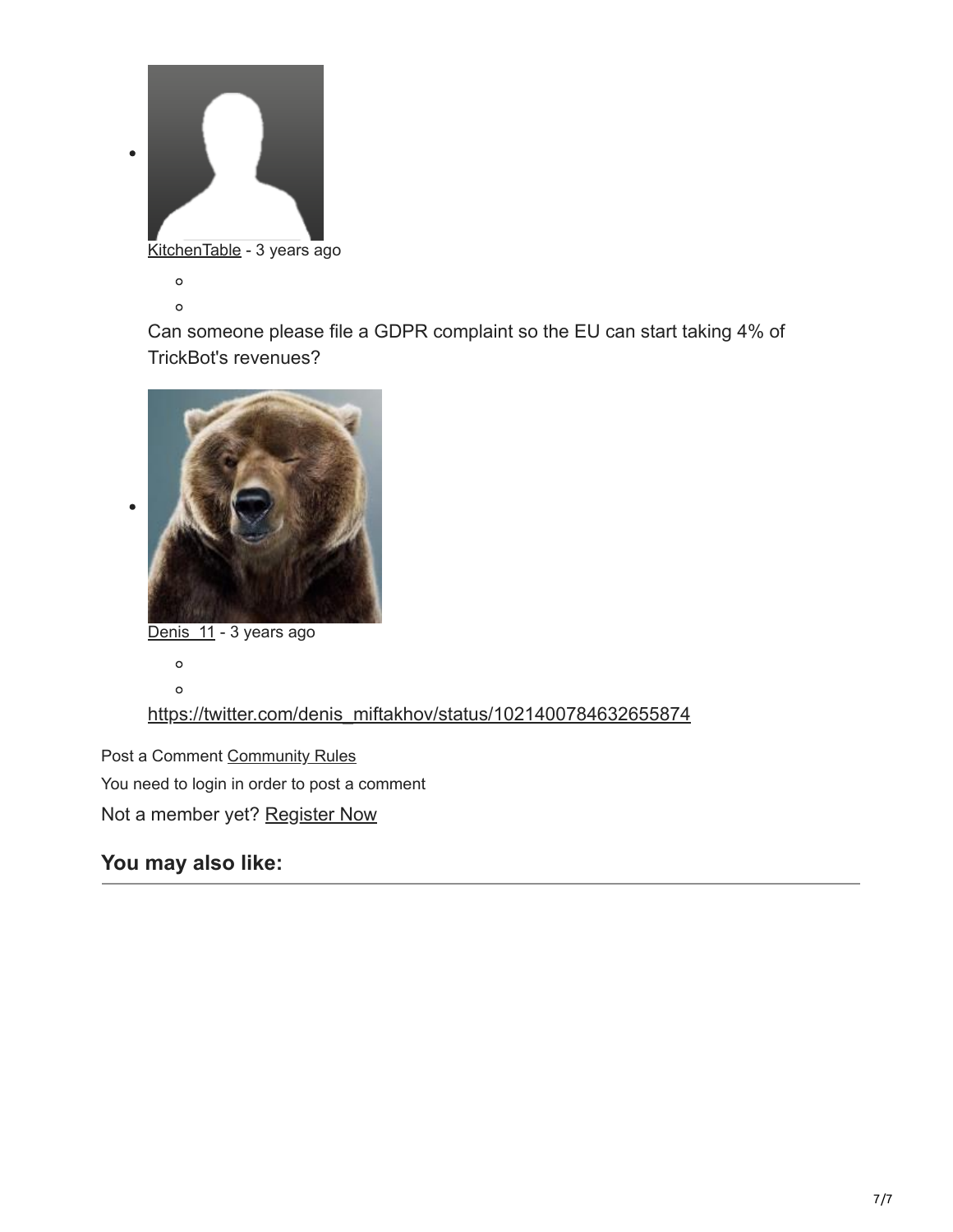- KitchenTable - 3 years ago

  Can someone please file a GDPR complaint so the EU can start taking 4% of TrickBot's revenues?

- Denis_11 - 3 years ago

  https://twitter.com/denis_miftakhov/status/1021400784632655874

Post a Comment Community Rules

You need to login in order to post a comment

Not a member yet? Register Now

## You may also like: